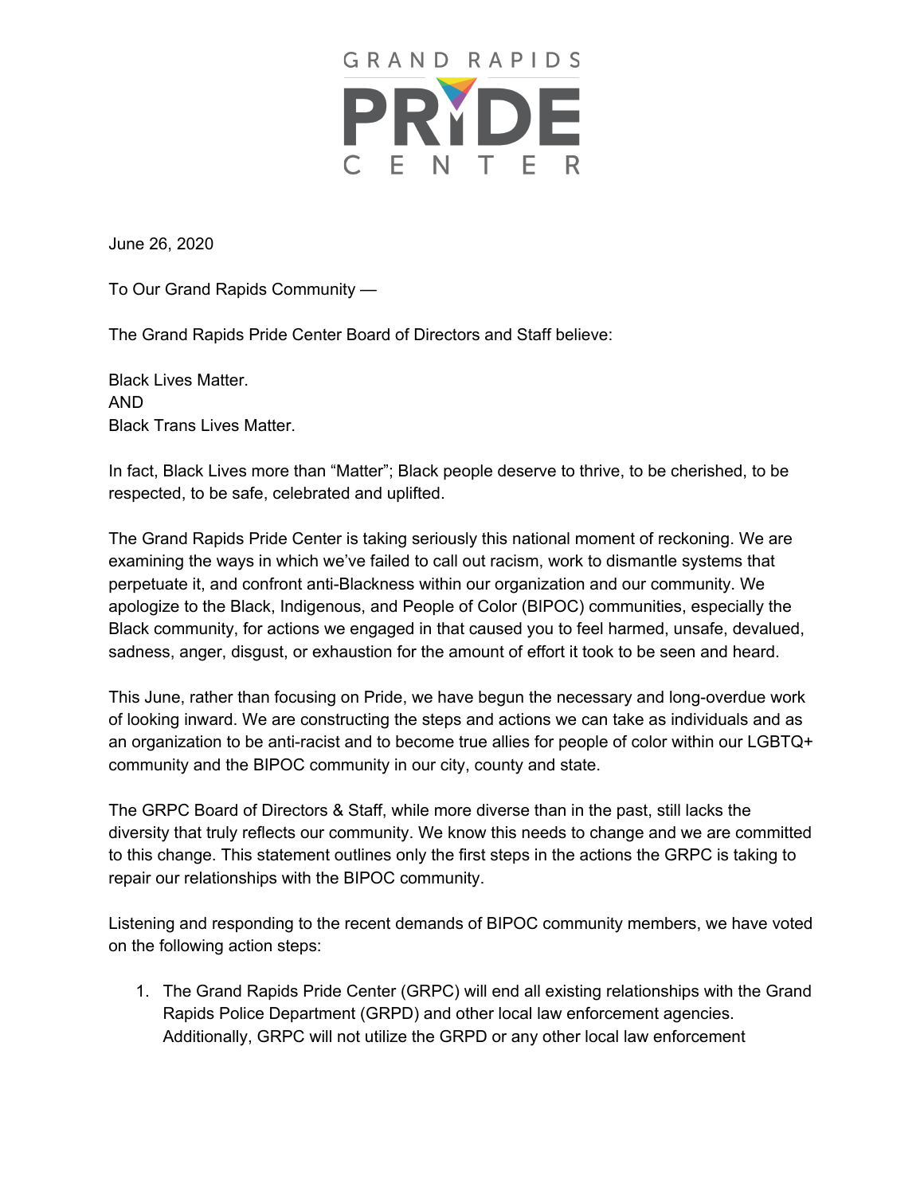GRAND RAPIDS PRIDE CENTER

June 26, 2020

To Our Grand Rapids Community —

The Grand Rapids Pride Center Board of Directors and Staff believe:

Black Lives Matter.
AND
Black Trans Lives Matter.

In fact, Black Lives more than "Matter"; Black people deserve to thrive, to be cherished, to be respected, to be safe, celebrated and uplifted.

The Grand Rapids Pride Center is taking seriously this national moment of reckoning. We are examining the ways in which we've failed to call out racism, work to dismantle systems that perpetuate it, and confront anti-Blackness within our organization and our community. We apologize to the Black, Indigenous, and People of Color (BIPOC) communities, especially the Black community, for actions we engaged in that caused you to feel harmed, unsafe, devalued, sadness, anger, disgust, or exhaustion for the amount of effort it took to be seen and heard.

This June, rather than focusing on Pride, we have begun the necessary and long-overdue work of looking inward. We are constructing the steps and actions we can take as individuals and as an organization to be anti-racist and to become true allies for people of color within our LGBTQ+ community and the BIPOC community in our city, county and state.

The GRPC Board of Directors & Staff, while more diverse than in the past, still lacks the diversity that truly reflects our community. We know this needs to change and we are committed to this change. This statement outlines only the first steps in the actions the GRPC is taking to repair our relationships with the BIPOC community.

Listening and responding to the recent demands of BIPOC community members, we have voted on the following action steps:

1. The Grand Rapids Pride Center (GRPC) will end all existing relationships with the Grand Rapids Police Department (GRPD) and other local law enforcement agencies. Additionally, GRPC will not utilize the GRPD or any other local law enforcement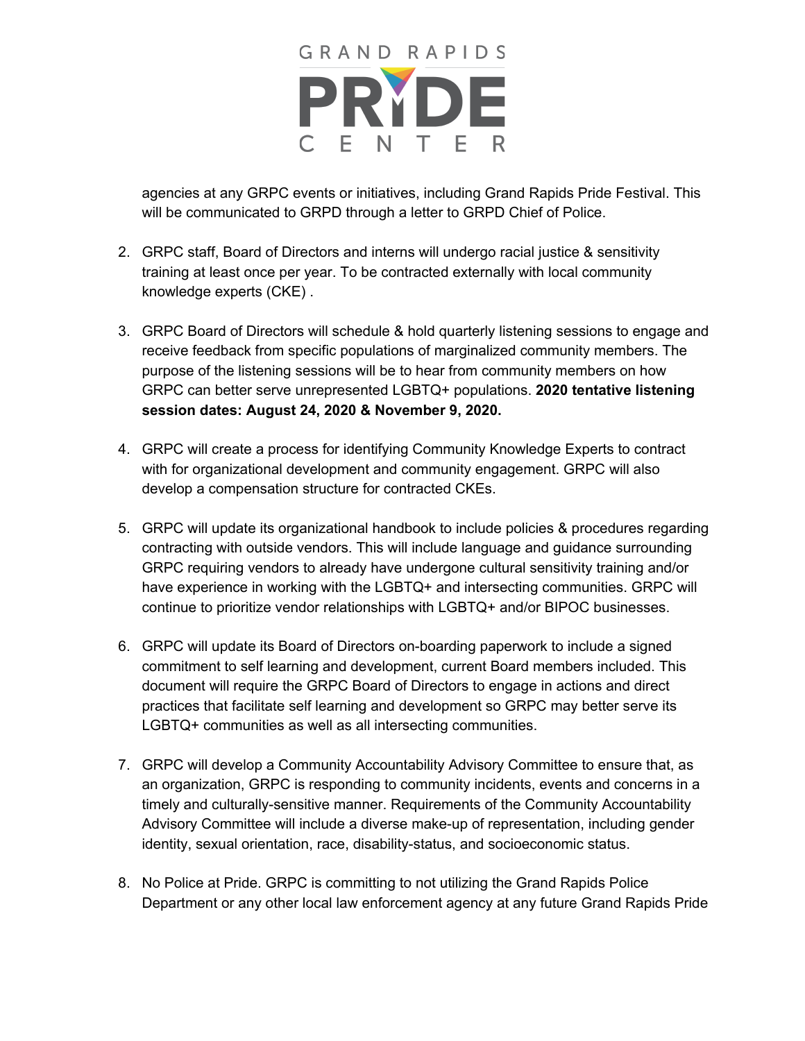agencies at any GRPC events or initiatives, including Grand Rapids Pride Festival. This will be communicated to GRPD through a letter to GRPD Chief of Police.

2. GRPC staff, Board of Directors and interns will undergo racial justice & sensitivity training at least once per year. To be contracted externally with local community knowledge experts (CKE) .

3. GRPC Board of Directors will schedule & hold quarterly listening sessions to engage and receive feedback from specific populations of marginalized community members. The purpose of the listening sessions will be to hear from community members on how GRPC can better serve unrepresented LGBTQ+ populations. **2020 tentative listening session dates: August 24, 2020 & November 9, 2020.**

4. GRPC will create a process for identifying Community Knowledge Experts to contract with for organizational development and community engagement. GRPC will also develop a compensation structure for contracted CKEs.

5. GRPC will update its organizational handbook to include policies & procedures regarding contracting with outside vendors. This will include language and guidance surrounding GRPC requiring vendors to already have undergone cultural sensitivity training and/or have experience in working with the LGBTQ+ and intersecting communities. GRPC will continue to prioritize vendor relationships with LGBTQ+ and/or BIPOC businesses.

6. GRPC will update its Board of Directors on-boarding paperwork to include a signed commitment to self learning and development, current Board members included. This document will require the GRPC Board of Directors to engage in actions and direct practices that facilitate self learning and development so GRPC may better serve its LGBTQ+ communities as well as all intersecting communities.

7. GRPC will develop a Community Accountability Advisory Committee to ensure that, as an organization, GRPC is responding to community incidents, events and concerns in a timely and culturally-sensitive manner. Requirements of the Community Accountability Advisory Committee will include a diverse make-up of representation, including gender identity, sexual orientation, race, disability-status, and socioeconomic status.

8. No Police at Pride. GRPC is committing to not utilizing the Grand Rapids Police Department or any other local law enforcement agency at any future Grand Rapids Pride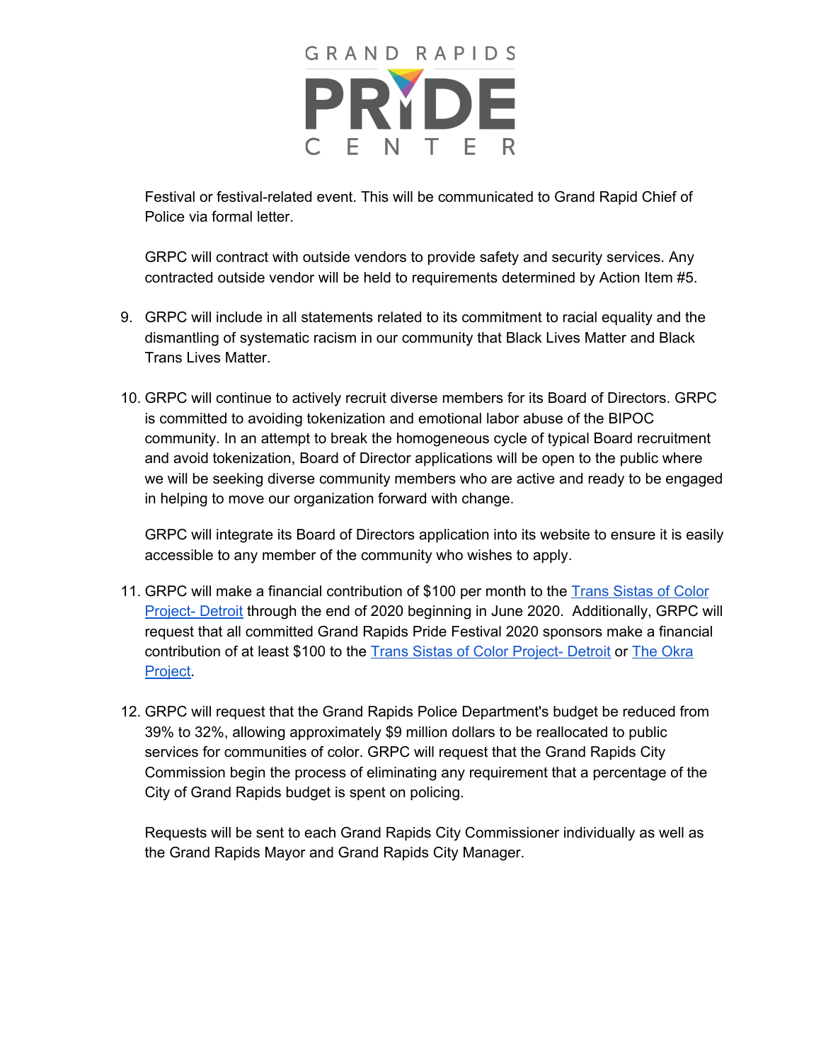Festival or festival-related event. This will be communicated to Grand Rapid Chief of Police via formal letter.

GRPC will contract with outside vendors to provide safety and security services. Any contracted outside vendor will be held to requirements determined by Action Item #5.

9. GRPC will include in all statements related to its commitment to racial equality and the dismantling of systematic racism in our community that Black Lives Matter and Black Trans Lives Matter.

10. GRPC will continue to actively recruit diverse members for its Board of Directors. GRPC is committed to avoiding tokenization and emotional labor abuse of the BIPOC community. In an attempt to break the homogeneous cycle of typical Board recruitment and avoid tokenization, Board of Director applications will be open to the public where we will be seeking diverse community members who are active and ready to be engaged in helping to move our organization forward with change.

    GRPC will integrate its Board of Directors application into its website to ensure it is easily accessible to any member of the community who wishes to apply.

11. GRPC will make a financial contribution of $100 per month to the Trans Sistas of Color Project- Detroit through the end of 2020 beginning in June 2020. Additionally, GRPC will request that all committed Grand Rapids Pride Festival 2020 sponsors make a financial contribution of at least $100 to the Trans Sistas of Color Project- Detroit or The Okra Project.

12. GRPC will request that the Grand Rapids Police Department's budget be reduced from 39% to 32%, allowing approximately $9 million dollars to be reallocated to public services for communities of color. GRPC will request that the Grand Rapids City Commission begin the process of eliminating any requirement that a percentage of the City of Grand Rapids budget is spent on policing.

    Requests will be sent to each Grand Rapids City Commissioner individually as well as the Grand Rapids Mayor and Grand Rapids City Manager.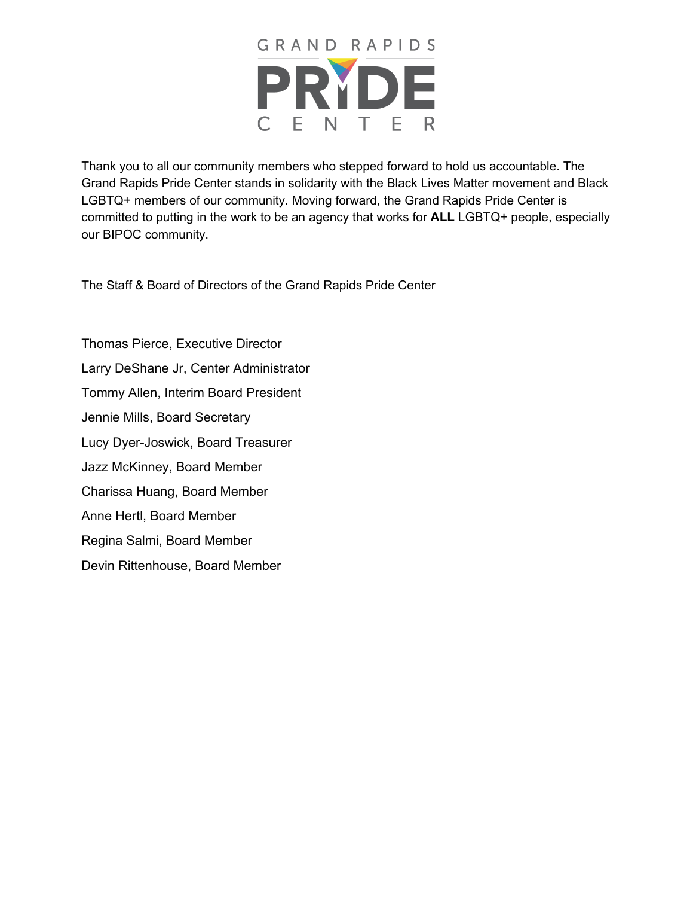GRAND RAPIDS

PRIDE

CENTER

Thank you to all our community members who stepped forward to hold us accountable. The Grand Rapids Pride Center stands in solidarity with the Black Lives Matter movement and Black LGBTQ+ members of our community. Moving forward, the Grand Rapids Pride Center is committed to putting in the work to be an agency that works for **ALL** LGBTQ+ people, especially our BIPOC community.

The Staff & Board of Directors of the Grand Rapids Pride Center

Thomas Pierce, Executive Director

Larry DeShane Jr, Center Administrator

Tommy Allen, Interim Board President

Jennie Mills, Board Secretary

Lucy Dyer-Joswick, Board Treasurer

Jazz McKinney, Board Member

Charissa Huang, Board Member

Anne Hertl, Board Member

Regina Salmi, Board Member

Devin Rittenhouse, Board Member